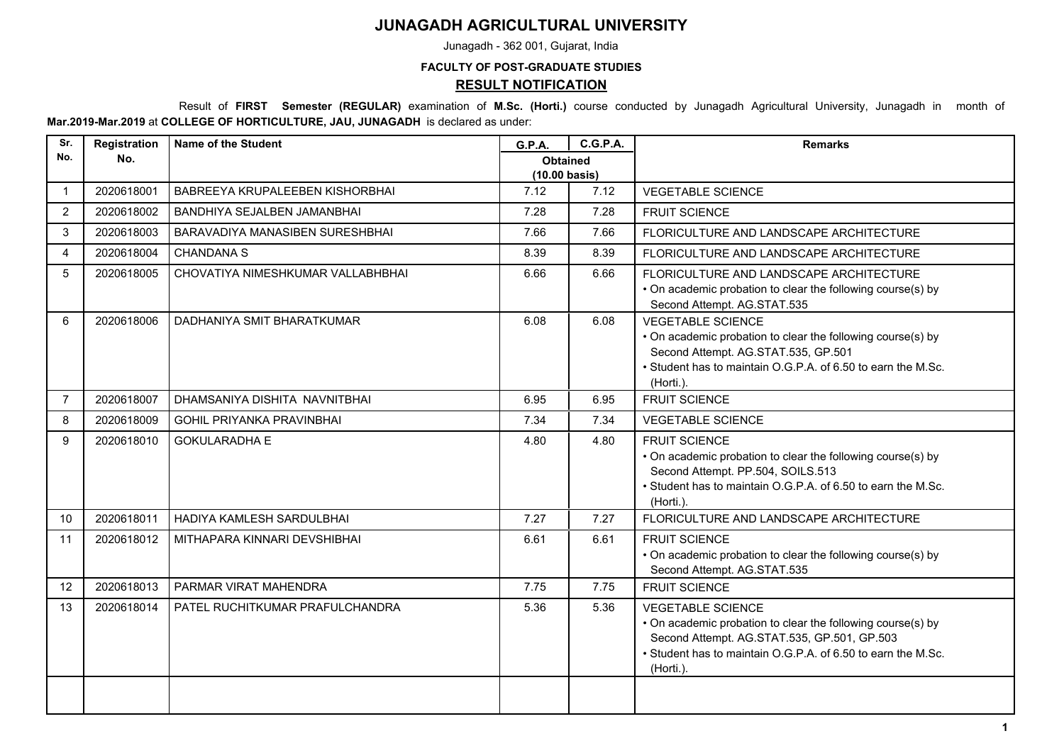# JUNAGADH AGRICULTURAL UNIVERSITY

Junagadh - 362 001, Gujarat, India

**FACULTY OF POST-GRADUATE STUDIES**

## RESULT NOTIFICATION

Result of **FIRST Semester (REGULAR)** examination of **M.Sc. (Horti.)** course conducted by Junagadh Agricultural University, Junagadh in month of **Mar.2019-Mar.2019** at **COLLEGE OF HORTICULTURE, JAU, JUNAGADH** is declared as under:

| Sr. No. | Registration No. | Name of the Student | G.P.A. | C.G.P.A. | Remarks |
|---|---|---|---|---|---|
| | | | Obtained (10.00 basis) | | |
| 1 | 2020618001 | BABREEYA KRUPALEEBEN KISHORBHAI | 7.12 | 7.12 | VEGETABLE SCIENCE |
| 2 | 2020618002 | BANDHIYA SEJALBEN JAMANBHAI | 7.28 | 7.28 | FRUIT SCIENCE |
| 3 | 2020618003 | BARAVADIYA MANASIBEN SURESHBHAI | 7.66 | 7.66 | FLORICULTURE AND LANDSCAPE ARCHITECTURE |
| 4 | 2020618004 | CHANDANA S | 8.39 | 8.39 | FLORICULTURE AND LANDSCAPE ARCHITECTURE |
| 5 | 2020618005 | CHOVATIYA NIMESHKUMAR VALLABHBHAI | 6.66 | 6.66 | FLORICULTURE AND LANDSCAPE ARCHITECTURE • On academic probation to clear the following course(s) by Second Attempt. AG.STAT.535 |
| 6 | 2020618006 | DADHANIYA SMIT BHARATKUMAR | 6.08 | 6.08 | VEGETABLE SCIENCE • On academic probation to clear the following course(s) by Second Attempt. AG.STAT.535, GP.501 • Student has to maintain O.G.P.A. of 6.50 to earn the M.Sc. (Horti.). |
| 7 | 2020618007 | DHAMSANIYA DISHITA NAVNITBHAI | 6.95 | 6.95 | FRUIT SCIENCE |
| 8 | 2020618009 | GOHIL PRIYANKA PRAVINBHAI | 7.34 | 7.34 | VEGETABLE SCIENCE |
| 9 | 2020618010 | GOKULARADHA E | 4.80 | 4.80 | FRUIT SCIENCE • On academic probation to clear the following course(s) by Second Attempt. PP.504, SOILS.513 • Student has to maintain O.G.P.A. of 6.50 to earn the M.Sc. (Horti.). |
| 10 | 2020618011 | HADIYA KAMLESH SARDULBHAI | 7.27 | 7.27 | FLORICULTURE AND LANDSCAPE ARCHITECTURE |
| 11 | 2020618012 | MITHAPARA KINNARI DEVSHIBHAI | 6.61 | 6.61 | FRUIT SCIENCE • On academic probation to clear the following course(s) by Second Attempt. AG.STAT.535 |
| 12 | 2020618013 | PARMAR VIRAT MAHENDRA | 7.75 | 7.75 | FRUIT SCIENCE |
| 13 | 2020618014 | PATEL RUCHITKUMAR PRAFULCHANDRA | 5.36 | 5.36 | VEGETABLE SCIENCE • On academic probation to clear the following course(s) by Second Attempt. AG.STAT.535, GP.501, GP.503 • Student has to maintain O.G.P.A. of 6.50 to earn the M.Sc. (Horti.). |
| | | | | | |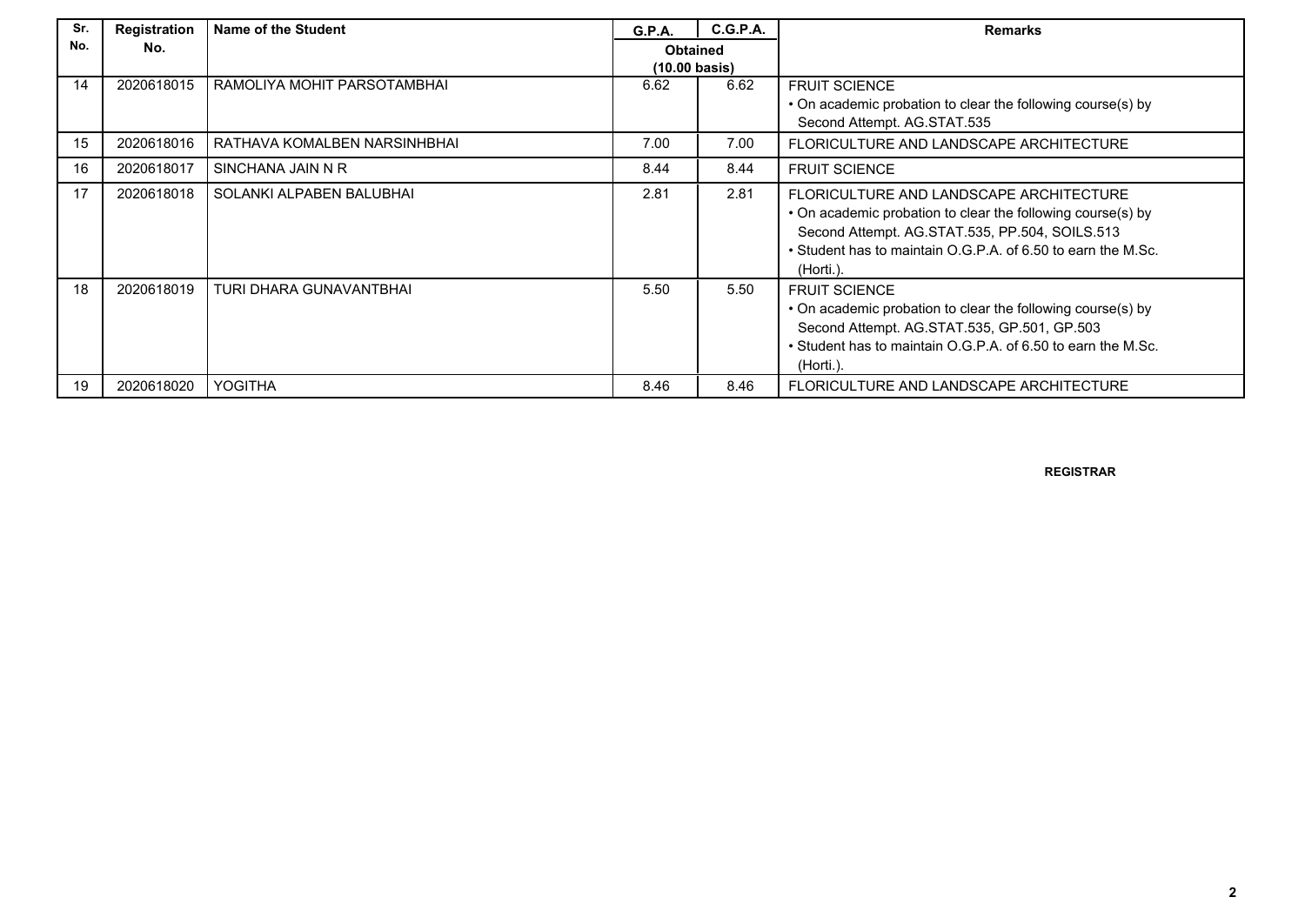| Sr. No. | Registration No. | Name of the Student | G.P.A. | C.G.P.A. | Remarks |
|---|---|---|---|---|---|
| | | | Obtained (10.00 basis) | | |
| 14 | 2020618015 | RAMOLIYA MOHIT PARSOTAMBHAI | 6.62 | 6.62 | FRUIT SCIENCE<br>• On academic probation to clear the following course(s) by Second Attempt. AG.STAT.535 |
| 15 | 2020618016 | RATHAVA KOMALBEN NARSINHBHAI | 7.00 | 7.00 | FLORICULTURE AND LANDSCAPE ARCHITECTURE |
| 16 | 2020618017 | SINCHANA JAIN N R | 8.44 | 8.44 | FRUIT SCIENCE |
| 17 | 2020618018 | SOLANKI ALPABEN BALUBHAI | 2.81 | 2.81 | FLORICULTURE AND LANDSCAPE ARCHITECTURE<br>• On academic probation to clear the following course(s) by Second Attempt. AG.STAT.535, PP.504, SOILS.513<br>• Student has to maintain O.G.P.A. of 6.50 to earn the M.Sc. (Horti.). |
| 18 | 2020618019 | TURI DHARA GUNAVANTBHAI | 5.50 | 5.50 | FRUIT SCIENCE<br>• On academic probation to clear the following course(s) by Second Attempt. AG.STAT.535, GP.501, GP.503<br>• Student has to maintain O.G.P.A. of 6.50 to earn the M.Sc. (Horti.). |
| 19 | 2020618020 | YOGITHA | 8.46 | 8.46 | FLORICULTURE AND LANDSCAPE ARCHITECTURE |

**REGISTRAR**